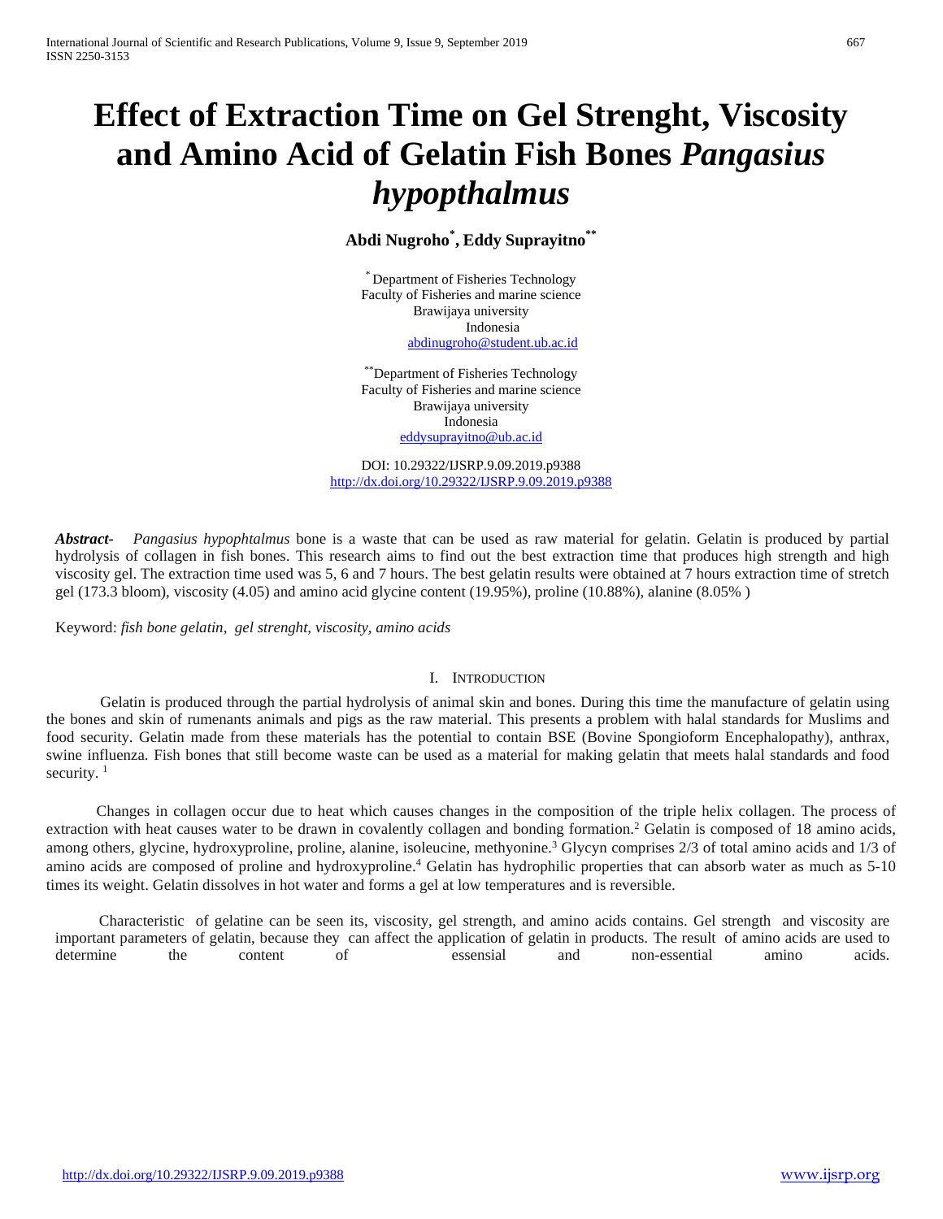# Effect of Extraction Time on Gel Strenght, Viscosity and Amino Acid of Gelatin Fish Bones *Pangasius hypopthalmus*

**Abdi Nugroho[*], Eddy Suprayitno[**]**

[*] Department of Fisheries Technology
Faculty of Fisheries and marine science
Brawijaya university
Indonesia
abdinugroho@student.ub.ac.id

[**] Department of Fisheries Technology
Faculty of Fisheries and marine science
Brawijaya university
Indonesia
eddysuprayitno@ub.ac.id

DOI: 10.29322/IJSRP.9.09.2019.p9388
http://dx.doi.org/10.29322/IJSRP.9.09.2019.p9388

***Abstract-*** *Pangasius hypophtalmus* bone is a waste that can be used as raw material for gelatin. Gelatin is produced by partial hydrolysis of collagen in fish bones. This research aims to find out the best extraction time that produces high strength and high viscosity gel. The extraction time used was 5, 6 and 7 hours. The best gelatin results were obtained at 7 hours extraction time of stretch gel (173.3 bloom), viscosity (4.05) and amino acid glycine content (19.95%), proline (10.88%), alanine (8.05% )

Keyword: *fish bone gelatin, gel strenght, viscosity, amino acids*

## I. Introduction

Gelatin is produced through the partial hydrolysis of animal skin and bones. During this time the manufacture of gelatin using the bones and skin of rumenants animals and pigs as the raw material. This presents a problem with halal standards for Muslims and food security. Gelatin made from these materials has the potential to contain BSE (Bovine Spongioform Encephalopathy), anthrax, swine influenza. Fish bones that still become waste can be used as a material for making gelatin that meets halal standards and food security. [1]

Changes in collagen occur due to heat which causes changes in the composition of the triple helix collagen. The process of extraction with heat causes water to be drawn in covalently collagen and bonding formation.[2] Gelatin is composed of 18 amino acids, among others, glycine, hydroxyproline, proline, alanine, isoleucine, methyonine.[3] Glycyn comprises 2/3 of total amino acids and 1/3 of amino acids are composed of proline and hydroxyproline.[4] Gelatin has hydrophilic properties that can absorb water as much as 5-10 times its weight. Gelatin dissolves in hot water and forms a gel at low temperatures and is reversible.

Characteristic of gelatine can be seen its, viscosity, gel strength, and amino acids contains. Gel strength and viscosity are important parameters of gelatin, because they can affect the application of gelatin in products. The result of amino acids are used to determine the content of essensial and non-essential amino acids.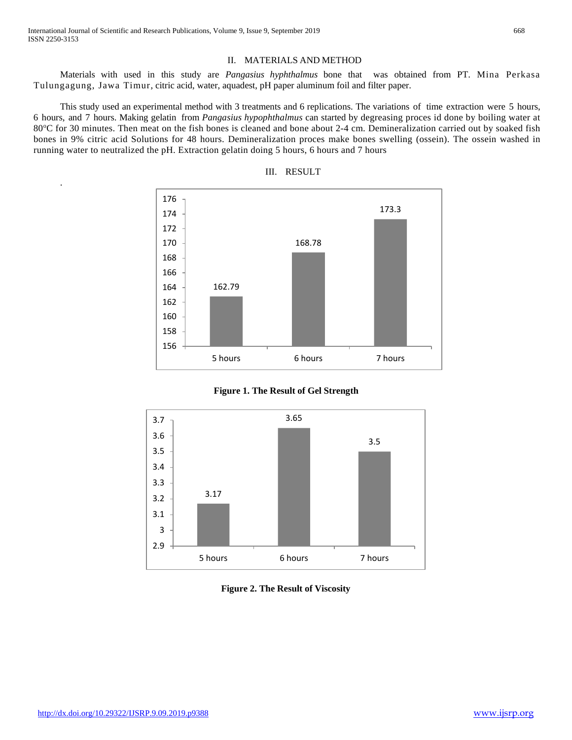## II. MATERIALS AND METHOD

Materials with used in this study are *Pangasius hyphthalmus* bone that was obtained from PT. Mina Perkasa Tulungagung, Jawa Timur, citric acid, water, aquadest, pH paper aluminum foil and filter paper.

This study used an experimental method with 3 treatments and 6 replications. The variations of time extraction were 5 hours, 6 hours, and 7 hours. Making gelatin from *Pangasius hypophthalmus* can started by degreasing proces id done by boiling water at 80°C for 30 minutes. Then meat on the fish bones is cleaned and bone about 2-4 cm. Demineralization carried out by soaked fish bones in 9% citric acid Solutions for 48 hours. Demineralization proces make bones swelling (ossein). The ossein washed in running water to neutralized the pH. Extraction gelatin doing 5 hours, 6 hours and 7 hours

## III. RESULT

| Extraction time | Gel Strength |
|---|---|
| 5 hours | 162.79 |
| 6 hours | 168.78 |
| 7 hours | 173.3 |

**Figure 1. The Result of Gel Strength**

| Extraction time | Viscosity |
|---|---|
| 5 hours | 3.17 |
| 6 hours | 3.65 |
| 7 hours | 3.5 |

**Figure 2. The Result of Viscosity**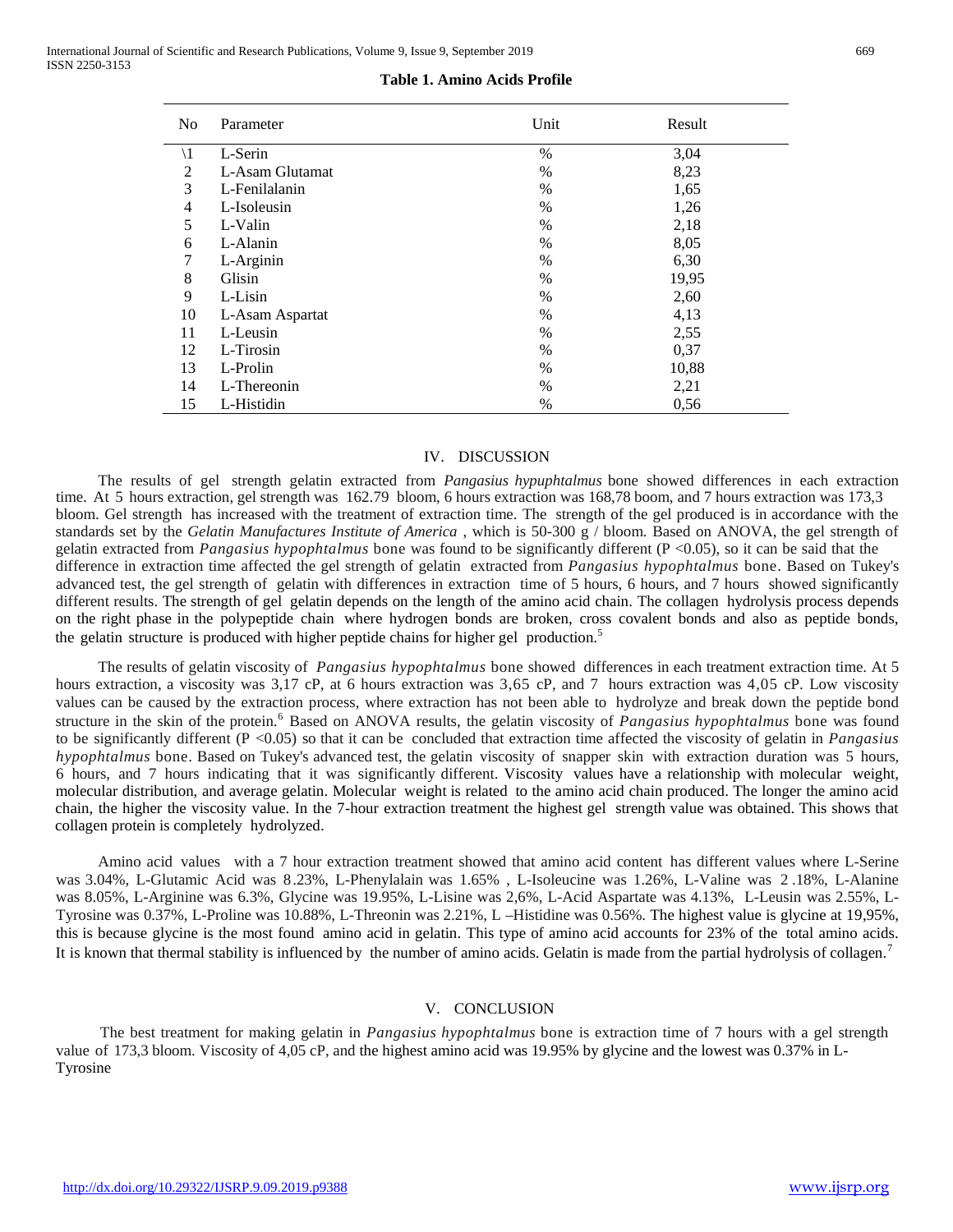**Table 1. Amino Acids Profile**

| No | Parameter | Unit | Result |
|---|---|---|---|
| \1 | L-Serin | % | 3,04 |
| 2 | L-Asam Glutamat | % | 8,23 |
| 3 | L-Fenilalanin | % | 1,65 |
| 4 | L-Isoleusin | % | 1,26 |
| 5 | L-Valin | % | 2,18 |
| 6 | L-Alanin | % | 8,05 |
| 7 | L-Arginin | % | 6,30 |
| 8 | Glisin | % | 19,95 |
| 9 | L-Lisin | % | 2,60 |
| 10 | L-Asam Aspartat | % | 4,13 |
| 11 | L-Leusin | % | 2,55 |
| 12 | L-Tirosin | % | 0,37 |
| 13 | L-Prolin | % | 10,88 |
| 14 | L-Thereonin | % | 2,21 |
| 15 | L-Histidin | % | 0,56 |

## IV. DISCUSSION

The results of gel strength gelatin extracted from *Pangasius hypuphtalmus* bone showed differences in each extraction time. At 5 hours extraction, gel strength was 162.79 bloom, 6 hours extraction was 168,78 boom, and 7 hours extraction was 173,3 bloom. Gel strength has increased with the treatment of extraction time. The strength of the gel produced is in accordance with the standards set by the *Gelatin Manufactures Institute of America* , which is 50-300 g / bloom. Based on ANOVA, the gel strength of gelatin extracted from *Pangasius hypophtalmus* bone was found to be significantly different ($P < 0.05$), so it can be said that the difference in extraction time affected the gel strength of gelatin extracted from *Pangasius hypophtalmus* bone. Based on Tukey's advanced test, the gel strength of gelatin with differences in extraction time of 5 hours, 6 hours, and 7 hours showed significantly different results. The strength of gel gelatin depends on the length of the amino acid chain. The collagen hydrolysis process depends on the right phase in the polypeptide chain where hydrogen bonds are broken, cross covalent bonds and also as peptide bonds, the gelatin structure is produced with higher peptide chains for higher gel production.[5]

The results of gelatin viscosity of *Pangasius hypophtalmus* bone showed differences in each treatment extraction time. At 5 hours extraction, a viscosity was 3,17 cP, at 6 hours extraction was 3,65 cP, and 7 hours extraction was 4,05 cP. Low viscosity values can be caused by the extraction process, where extraction has not been able to hydrolyze and break down the peptide bond structure in the skin of the protein.[6] Based on ANOVA results, the gelatin viscosity of *Pangasius hypophtalmus* bone was found to be significantly different ($P < 0.05$) so that it can be concluded that extraction time affected the viscosity of gelatin in *Pangasius hypophtalmus* bone. Based on Tukey's advanced test, the gelatin viscosity of snapper skin with extraction duration was 5 hours, 6 hours, and 7 hours indicating that it was significantly different. Viscosity values have a relationship with molecular weight, molecular distribution, and average gelatin. Molecular weight is related to the amino acid chain produced. The longer the amino acid chain, the higher the viscosity value. In the 7-hour extraction treatment the highest gel strength value was obtained. This shows that collagen protein is completely hydrolyzed.

Amino acid values with a 7 hour extraction treatment showed that amino acid content has different values where L-Serine was 3.04%, L-Glutamic Acid was 8.23%, L-Phenylalain was 1.65% , L-Isoleucine was 1.26%, L-Valine was 2.18%, L-Alanine was 8.05%, L-Arginine was 6.3%, Glycine was 19.95%, L-Lisine was 2,6%, L-Acid Aspartate was 4.13%, L-Leusin was 2.55%, L-Tyrosine was 0.37%, L-Proline was 10.88%, L-Threonin was 2.21%, L –Histidine was 0.56%. The highest value is glycine at 19,95%, this is because glycine is the most found amino acid in gelatin. This type of amino acid accounts for 23% of the total amino acids. It is known that thermal stability is influenced by the number of amino acids. Gelatin is made from the partial hydrolysis of collagen.[7]

## V. CONCLUSION

The best treatment for making gelatin in *Pangasius hypophtalmus* bone is extraction time of 7 hours with a gel strength value of 173,3 bloom. Viscosity of 4,05 cP, and the highest amino acid was 19.95% by glycine and the lowest was 0.37% in L-Tyrosine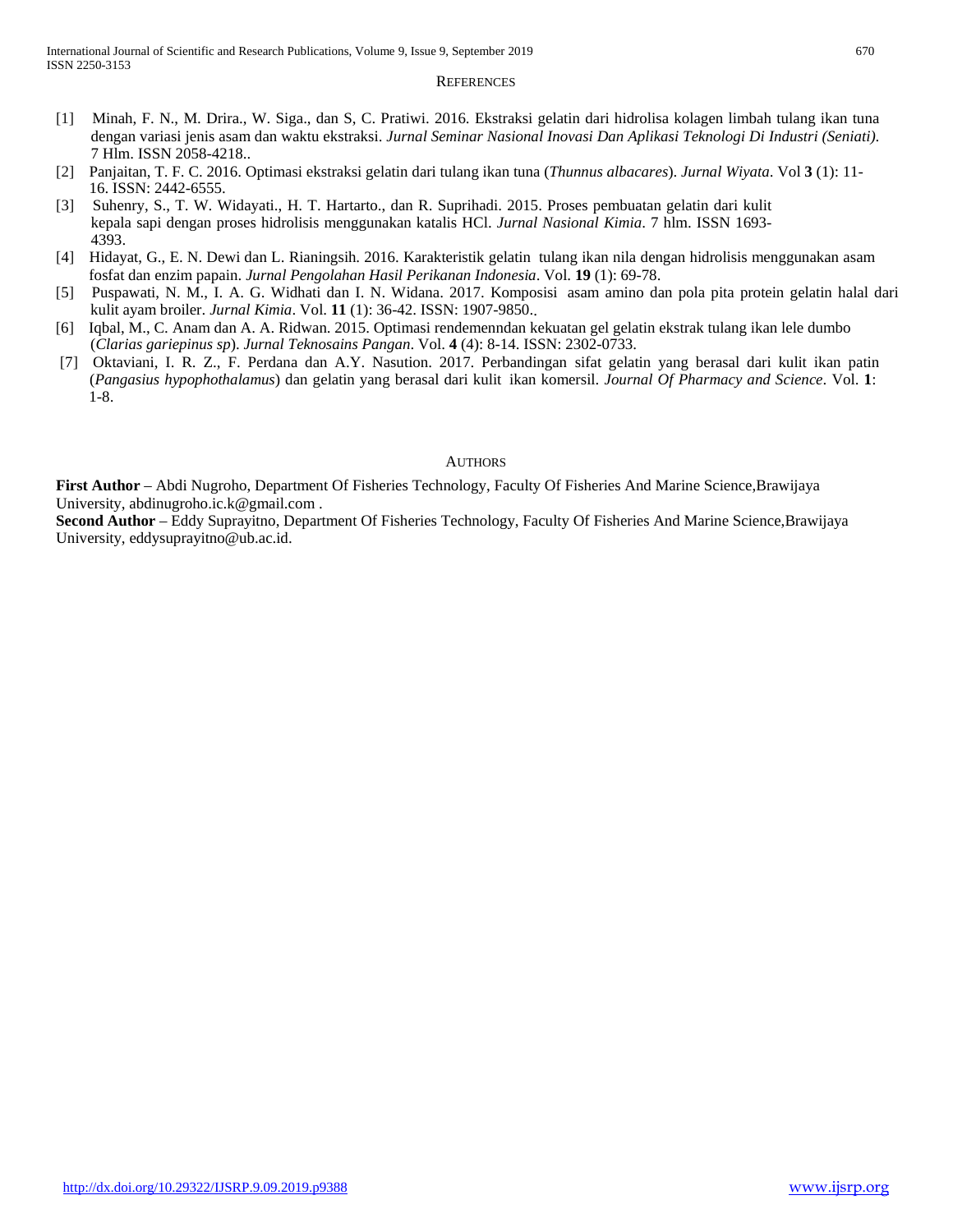## REFERENCES

[1] Minah, F. N., M. Drira., W. Siga., dan S, C. Pratiwi. 2016. Ekstraksi gelatin dari hidrolisa kolagen limbah tulang ikan tuna dengan variasi jenis asam dan waktu ekstraksi. *Jurnal Seminar Nasional Inovasi Dan Aplikasi Teknologi Di Industri (Seniati)*. 7 Hlm. ISSN 2058-4218..

[2] Panjaitan, T. F. C. 2016. Optimasi ekstraksi gelatin dari tulang ikan tuna (*Thunnus albacares*). *Jurnal Wiyata*. Vol **3** (1): 11-16. ISSN: 2442-6555.

[3] Suhenry, S., T. W. Widayati., H. T. Hartarto., dan R. Suprihadi. 2015. Proses pembuatan gelatin dari kulit kepala sapi dengan proses hidrolisis menggunakan katalis HCl. *Jurnal Nasional Kimia*. 7 hlm. ISSN 1693-4393.

[4] Hidayat, G., E. N. Dewi dan L. Rianingsih. 2016. Karakteristik gelatin tulang ikan nila dengan hidrolisis menggunakan asam fosfat dan enzim papain. *Jurnal Pengolahan Hasil Perikanan Indonesia*. Vol. **19** (1): 69-78.

[5] Puspawati, N. M., I. A. G. Widhati dan I. N. Widana. 2017. Komposisi asam amino dan pola pita protein gelatin halal dari kulit ayam broiler. *Jurnal Kimia*. Vol. **11** (1): 36-42. ISSN: 1907-9850..

[6] Iqbal, M., C. Anam dan A. A. Ridwan. 2015. Optimasi rendemenndan kekuatan gel gelatin ekstrak tulang ikan lele dumbo (*Clarias gariepinus sp*). *Jurnal Teknosains Pangan*. Vol. **4** (4): 8-14. ISSN: 2302-0733.

[7] Oktaviani, I. R. Z., F. Perdana dan A.Y. Nasution. 2017. Perbandingan sifat gelatin yang berasal dari kulit ikan patin (*Pangasius hypophothalamus*) dan gelatin yang berasal dari kulit ikan komersil. *Journal Of Pharmacy and Science*. Vol. **1**: 1-8.

## AUTHORS

**First Author** – Abdi Nugroho, Department Of Fisheries Technology, Faculty Of Fisheries And Marine Science,Brawijaya University, abdinugroho.ic.k@gmail.com .

**Second Author** – Eddy Suprayitno, Department Of Fisheries Technology, Faculty Of Fisheries And Marine Science,Brawijaya University, eddysuprayitno@ub.ac.id.